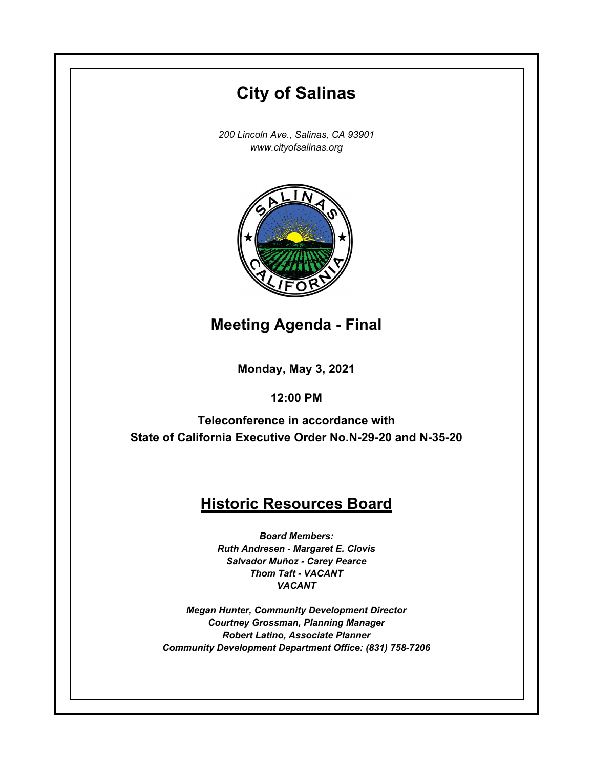# City of Salinas

*200 Lincoln Ave., Salinas, CA 93901*
*www.cityofsalinas.org*

## Meeting Agenda - Final

**Monday, May 3, 2021**

**12:00 PM**

**Teleconference in accordance with**
**State of California Executive Order No.N-29-20 and N-35-20**

## Historic Resources Board

***Board Members:***
***Ruth Andresen - Margaret E. Clovis***
***Salvador Muñoz - Carey Pearce***
***Thom Taft - VACANT***
***VACANT***

***Megan Hunter, Community Development Director***
***Courtney Grossman, Planning Manager***
***Robert Latino, Associate Planner***
***Community Development Department Office: (831) 758-7206***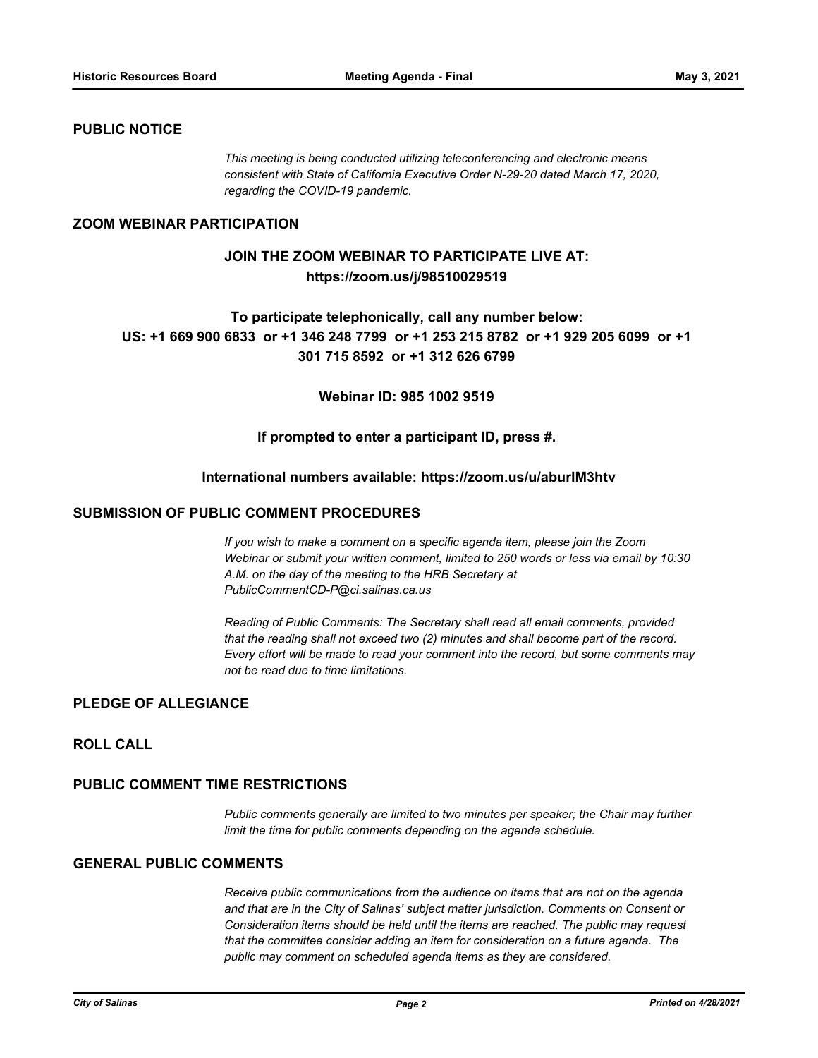## PUBLIC NOTICE

*This meeting is being conducted utilizing teleconferencing and electronic means consistent with State of California Executive Order N-29-20 dated March 17, 2020, regarding the COVID-19 pandemic.*

## ZOOM WEBINAR PARTICIPATION

**JOIN THE ZOOM WEBINAR TO PARTICIPATE LIVE AT: https://zoom.us/j/98510029519**

**To participate telephonically, call any number below: US: +1 669 900 6833 or +1 346 248 7799 or +1 253 215 8782 or +1 929 205 6099 or +1 301 715 8592 or +1 312 626 6799**

**Webinar ID: 985 1002 9519**

**If prompted to enter a participant ID, press #.**

**International numbers available: https://zoom.us/u/aburIM3htv**

## SUBMISSION OF PUBLIC COMMENT PROCEDURES

*If you wish to make a comment on a specific agenda item, please join the Zoom Webinar or submit your written comment, limited to 250 words or less via email by 10:30 A.M. on the day of the meeting to the HRB Secretary at PublicCommentCD-P@ci.salinas.ca.us*

*Reading of Public Comments: The Secretary shall read all email comments, provided that the reading shall not exceed two (2) minutes and shall become part of the record. Every effort will be made to read your comment into the record, but some comments may not be read due to time limitations.*

## PLEDGE OF ALLEGIANCE

## ROLL CALL

## PUBLIC COMMENT TIME RESTRICTIONS

*Public comments generally are limited to two minutes per speaker; the Chair may further limit the time for public comments depending on the agenda schedule.*

## GENERAL PUBLIC COMMENTS

*Receive public communications from the audience on items that are not on the agenda and that are in the City of Salinas' subject matter jurisdiction. Comments on Consent or Consideration items should be held until the items are reached. The public may request that the committee consider adding an item for consideration on a future agenda. The public may comment on scheduled agenda items as they are considered.*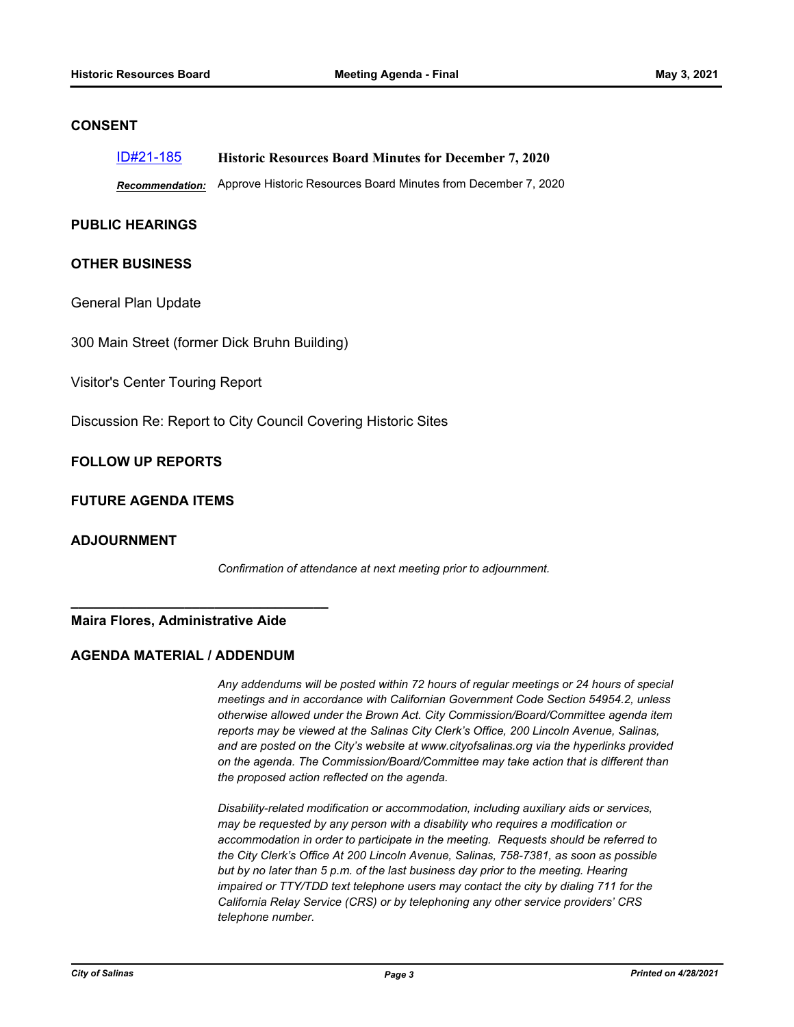## CONSENT

ID#21-185 **Historic Resources Board Minutes for December 7, 2020**

***Recommendation:*** Approve Historic Resources Board Minutes from December 7, 2020

## PUBLIC HEARINGS

## OTHER BUSINESS

General Plan Update

300 Main Street (former Dick Bruhn Building)

Visitor's Center Touring Report

Discussion Re: Report to City Council Covering Historic Sites

## FOLLOW UP REPORTS

## FUTURE AGENDA ITEMS

## ADJOURNMENT

*Confirmation of attendance at next meeting prior to adjournment.*

___________________________________

**Maira Flores, Administrative Aide**

## AGENDA MATERIAL / ADDENDUM

*Any addendums will be posted within 72 hours of regular meetings or 24 hours of special meetings and in accordance with Californian Government Code Section 54954.2, unless otherwise allowed under the Brown Act. City Commission/Board/Committee agenda item reports may be viewed at the Salinas City Clerk's Office, 200 Lincoln Avenue, Salinas, and are posted on the City's website at www.cityofsalinas.org via the hyperlinks provided on the agenda. The Commission/Board/Committee may take action that is different than the proposed action reflected on the agenda.*

*Disability-related modification or accommodation, including auxiliary aids or services, may be requested by any person with a disability who requires a modification or accommodation in order to participate in the meeting. Requests should be referred to the City Clerk's Office At 200 Lincoln Avenue, Salinas, 758-7381, as soon as possible but by no later than 5 p.m. of the last business day prior to the meeting. Hearing impaired or TTY/TDD text telephone users may contact the city by dialing 711 for the California Relay Service (CRS) or by telephoning any other service providers' CRS telephone number.*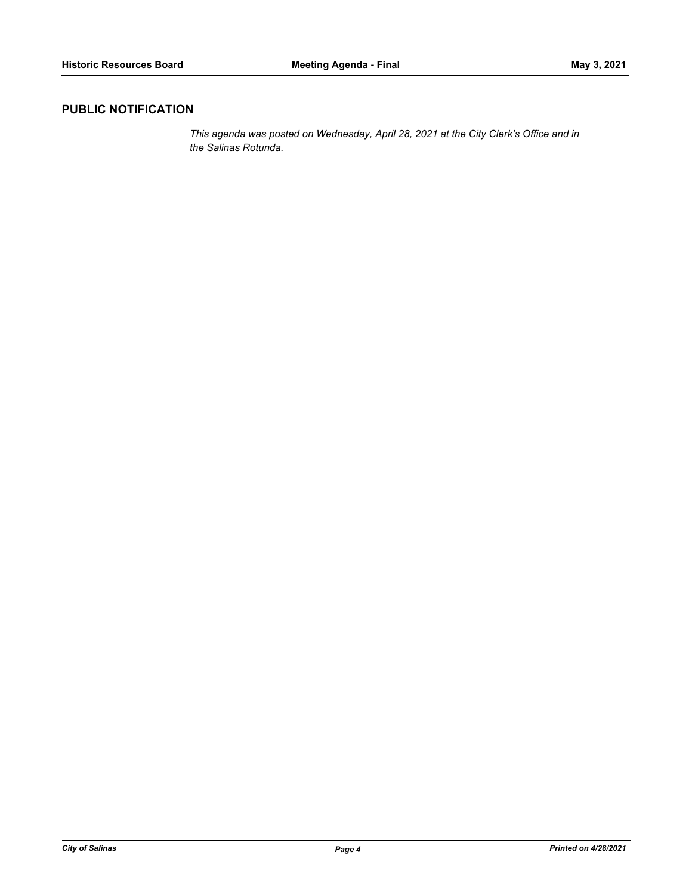## PUBLIC NOTIFICATION

*This agenda was posted on Wednesday, April 28, 2021 at the City Clerk's Office and in the Salinas Rotunda.*